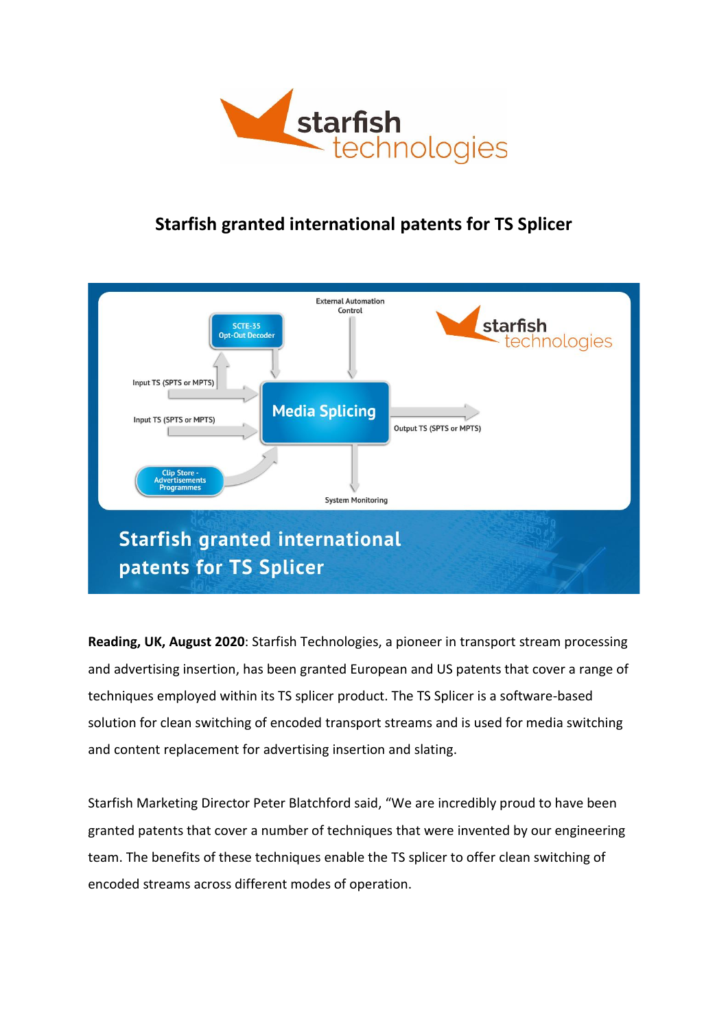# Starfish granted international patents for TS Splicer

**Reading, UK, August 2020**: Starfish Technologies, a pioneer in transport stream processing and advertising insertion, has been granted European and US patents that cover a range of techniques employed within its TS splicer product. The TS Splicer is a software-based solution for clean switching of encoded transport streams and is used for media switching and content replacement for advertising insertion and slating.

Starfish Marketing Director Peter Blatchford said, "We are incredibly proud to have been granted patents that cover a number of techniques that were invented by our engineering team. The benefits of these techniques enable the TS splicer to offer clean switching of encoded streams across different modes of operation.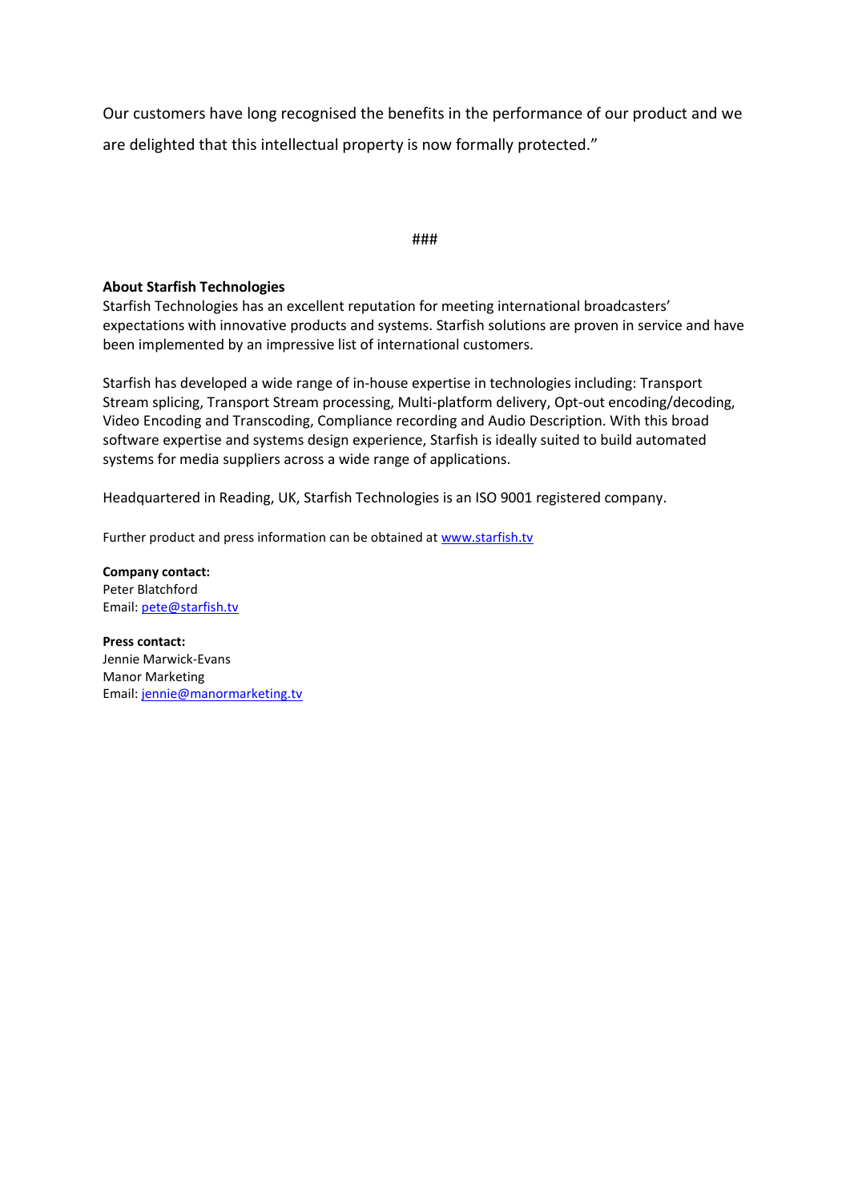Our customers have long recognised the benefits in the performance of our product and we are delighted that this intellectual property is now formally protected."

###

**About Starfish Technologies**

Starfish Technologies has an excellent reputation for meeting international broadcasters' expectations with innovative products and systems. Starfish solutions are proven in service and have been implemented by an impressive list of international customers.

Starfish has developed a wide range of in-house expertise in technologies including: Transport Stream splicing, Transport Stream processing, Multi-platform delivery, Opt-out encoding/decoding, Video Encoding and Transcoding, Compliance recording and Audio Description. With this broad software expertise and systems design experience, Starfish is ideally suited to build automated systems for media suppliers across a wide range of applications.

Headquartered in Reading, UK, Starfish Technologies is an ISO 9001 registered company.

Further product and press information can be obtained at [www.starfish.tv](http://www.starfish.tv)

**Company contact:**
Peter Blatchford
Email: [pete@starfish.tv](mailto:pete@starfish.tv)

**Press contact:**
Jennie Marwick-Evans
Manor Marketing
Email: [jennie@manormarketing.tv](mailto:jennie@manormarketing.tv)